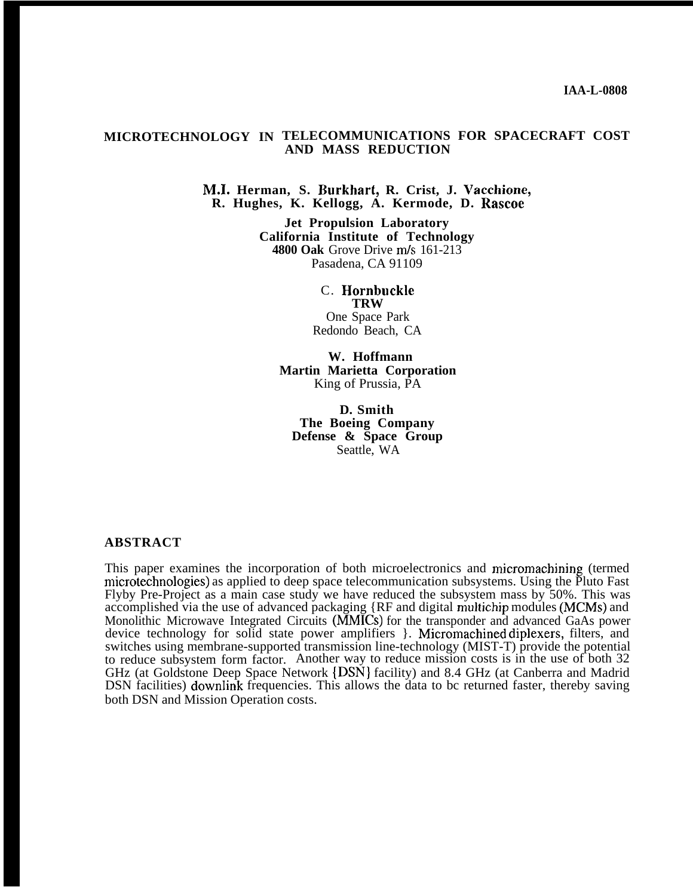IAA-L-0808

# MICROTECHNOLOGY IN TELECOMMUNICATIONS FOR SPACECRAFT COST AND MASS REDUCTION

**M.I. Herman, S. Burkhart, R. Crist, J. Vacchione, R. Hughes, K. Kellogg, A. Kermode, D. Rascoe**

**Jet Propulsion Laboratory**
**California Institute of Technology**
**4800 Oak** Grove Drive m/s 161-213
Pasadena, CA 91109

C. **Hornbuckle**
**TRW**
One Space Park
Redondo Beach, CA

**W. Hoffmann**
**Martin Marietta Corporation**
King of Prussia, PA

**D. Smith**
**The Boeing Company**
**Defense & Space Group**
Seattle, WA

## ABSTRACT

This paper examines the incorporation of both microelectronics and micromachining (termed microtechnologies) as applied to deep space telecommunication subsystems. Using the Pluto Fast Flyby Pre-Project as a main case study we have reduced the subsystem mass by 50%. This was accomplished via the use of advanced packaging {RF and digital multichip modules (MCMs) and Monolithic Microwave Integrated Circuits (MMICs) for the transponder and advanced GaAs power device technology for solid state power amplifiers }. Micromachined diplexers, filters, and switches using membrane-supported transmission line-technology (MIST-T) provide the potential to reduce subsystem form factor. Another way to reduce mission costs is in the use of both 32 GHz (at Goldstone Deep Space Network {DSN} facility) and 8.4 GHz (at Canberra and Madrid DSN facilities) downlink frequencies. This allows the data to bc returned faster, thereby saving both DSN and Mission Operation costs.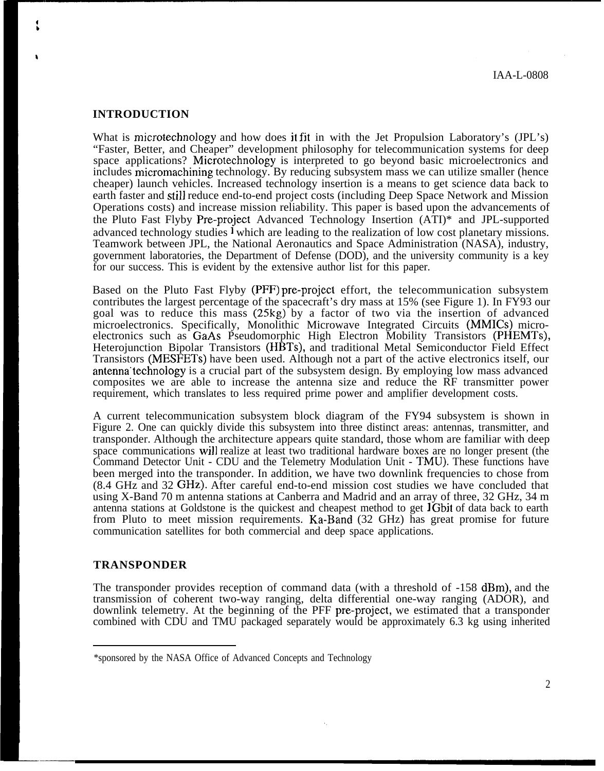IAA-L-0808

## INTRODUCTION

What is microtechnology and how does it fit in with the Jet Propulsion Laboratory's (JPL's) "Faster, Better, and Cheaper" development philosophy for telecommunication systems for deep space applications? Microtechnology is interpreted to go beyond basic microelectronics and includes micromachining technology. By reducing subsystem mass we can utilize smaller (hence cheaper) launch vehicles. Increased technology insertion is a means to get science data back to earth faster and still reduce end-to-end project costs (including Deep Space Network and Mission Operations costs) and increase mission reliability. This paper is based upon the advancements of the Pluto Fast Flyby Pre-project Advanced Technology Insertion (ATI)* and JPL-supported advanced technology studies [1] which are leading to the realization of low cost planetary missions. Teamwork between JPL, the National Aeronautics and Space Administration (NASA), industry, government laboratories, the Department of Defense (DOD), and the university community is a key for our success. This is evident by the extensive author list for this paper.

Based on the Pluto Fast Flyby (PFF) pre-project effort, the telecommunication subsystem contributes the largest percentage of the spacecraft's dry mass at 15% (see Figure 1). In FY93 our goal was to reduce this mass (25kg) by a factor of two via the insertion of advanced microelectronics. Specifically, Monolithic Microwave Integrated Circuits (MMICs) micro-electronics such as GaAs Pseudomorphic High Electron Mobility Transistors (PHEMTs), Heterojunction Bipolar Transistors (HBTs), and traditional Metal Semiconductor Field Effect Transistors (MESFETs) have been used. Although not a part of the active electronics itself, our antenna technology is a crucial part of the subsystem design. By employing low mass advanced composites we are able to increase the antenna size and reduce the RF transmitter power requirement, which translates to less required prime power and amplifier development costs.

A current telecommunication subsystem block diagram of the FY94 subsystem is shown in Figure 2. One can quickly divide this subsystem into three distinct areas: antennas, transmitter, and transponder. Although the architecture appears quite standard, those whom are familiar with deep space communications will realize at least two traditional hardware boxes are no longer present (the Command Detector Unit - CDU and the Telemetry Modulation Unit - TMU). These functions have been merged into the transponder. In addition, we have two downlink frequencies to chose from (8.4 GHz and 32 GHz). After careful end-to-end mission cost studies we have concluded that using X-Band 70 m antenna stations at Canberra and Madrid and an array of three, 32 GHz, 34 m antenna stations at Goldstone is the quickest and cheapest method to get 1Gbit of data back to earth from Pluto to meet mission requirements. Ka-Band (32 GHz) has great promise for future communication satellites for both commercial and deep space applications.

## TRANSPONDER

The transponder provides reception of command data (with a threshold of -158 dBm), and the transmission of coherent two-way ranging, delta differential one-way ranging (ΔDOR), and downlink telemetry. At the beginning of the PFF pre-project, we estimated that a transponder combined with CDU and TMU packaged separately would be approximately 6.3 kg using inherited

*sponsored by the NASA Office of Advanced Concepts and Technology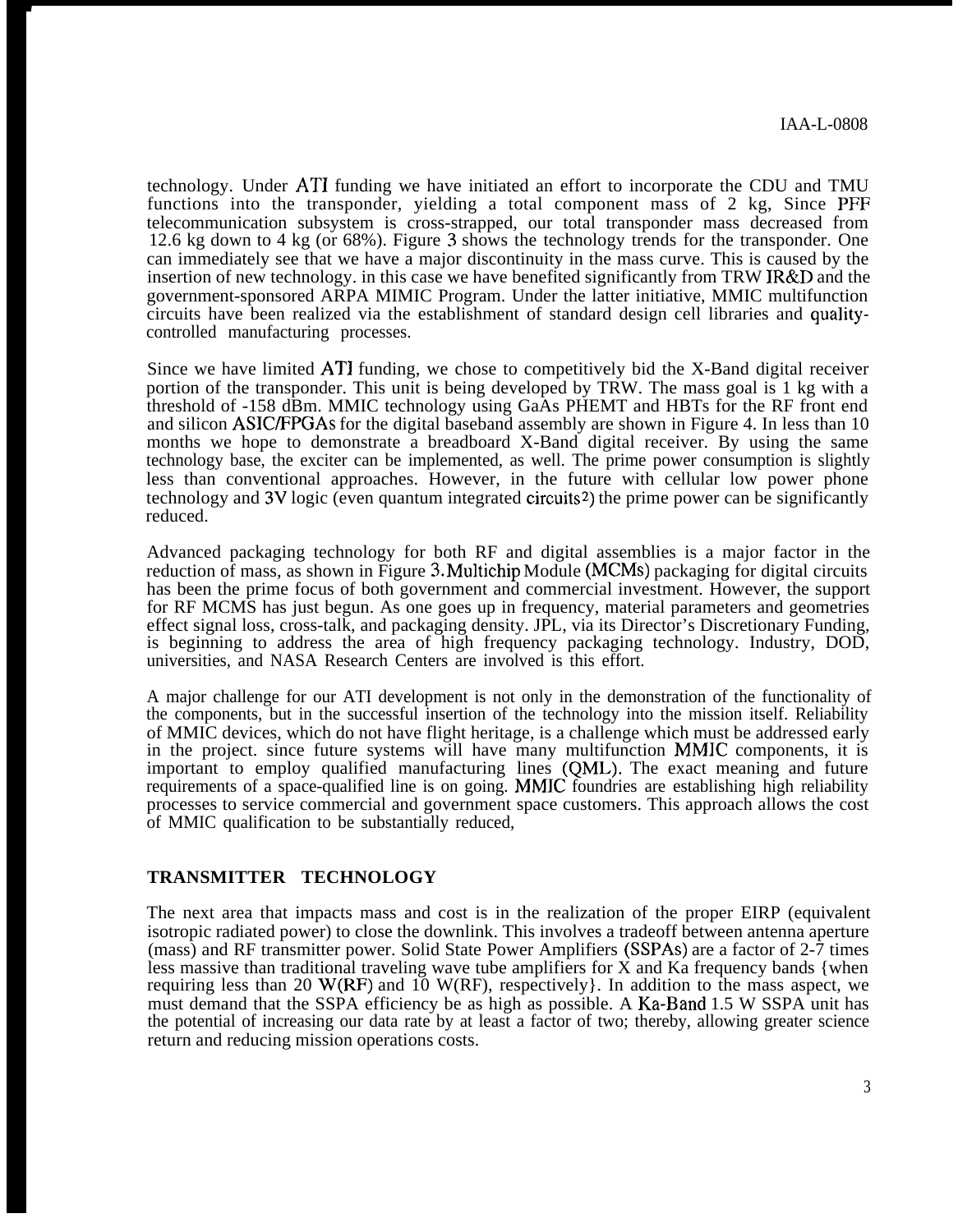technology. Under ATI funding we have initiated an effort to incorporate the CDU and TMU functions into the transponder, yielding a total component mass of 2 kg, Since PFF telecommunication subsystem is cross-strapped, our total transponder mass decreased from 12.6 kg down to 4 kg (or 68%). Figure 3 shows the technology trends for the transponder. One can immediately see that we have a major discontinuity in the mass curve. This is caused by the insertion of new technology. in this case we have benefited significantly from TRW IR&D and the government-sponsored ARPA MIMIC Program. Under the latter initiative, MMIC multifunction circuits have been realized via the establishment of standard design cell libraries and quality-controlled manufacturing processes.

Since we have limited ATI funding, we chose to competitively bid the X-Band digital receiver portion of the transponder. This unit is being developed by TRW. The mass goal is 1 kg with a threshold of -158 dBm. MMIC technology using GaAs PHEMT and HBTs for the RF front end and silicon ASIC/FPGAs for the digital baseband assembly are shown in Figure 4. In less than 10 months we hope to demonstrate a breadboard X-Band digital receiver. By using the same technology base, the exciter can be implemented, as well. The prime power consumption is slightly less than conventional approaches. However, in the future with cellular low power phone technology and 3V logic (even quantum integrated circuits[2]) the prime power can be significantly reduced.

Advanced packaging technology for both RF and digital assemblies is a major factor in the reduction of mass, as shown in Figure 3. Multichip Module (MCMs) packaging for digital circuits has been the prime focus of both government and commercial investment. However, the support for RF MCMS has just begun. As one goes up in frequency, material parameters and geometries effect signal loss, cross-talk, and packaging density. JPL, via its Director's Discretionary Funding, is beginning to address the area of high frequency packaging technology. Industry, DOD, universities, and NASA Research Centers are involved is this effort.

A major challenge for our ATI development is not only in the demonstration of the functionality of the components, but in the successful insertion of the technology into the mission itself. Reliability of MMIC devices, which do not have flight heritage, is a challenge which must be addressed early in the project. since future systems will have many multifunction MMIC components, it is important to employ qualified manufacturing lines (QML). The exact meaning and future requirements of a space-qualified line is on going. MMIC foundries are establishing high reliability processes to service commercial and government space customers. This approach allows the cost of MMIC qualification to be substantially reduced,

## TRANSMITTER TECHNOLOGY

The next area that impacts mass and cost is in the realization of the proper EIRP (equivalent isotropic radiated power) to close the downlink. This involves a tradeoff between antenna aperture (mass) and RF transmitter power. Solid State Power Amplifiers (SSPAs) are a factor of 2-7 times less massive than traditional traveling wave tube amplifiers for X and Ka frequency bands {when requiring less than 20 W(RF) and 10 W(RF), respectively}. In addition to the mass aspect, we must demand that the SSPA efficiency be as high as possible. A Ka-Band 1.5 W SSPA unit has the potential of increasing our data rate by at least a factor of two; thereby, allowing greater science return and reducing mission operations costs.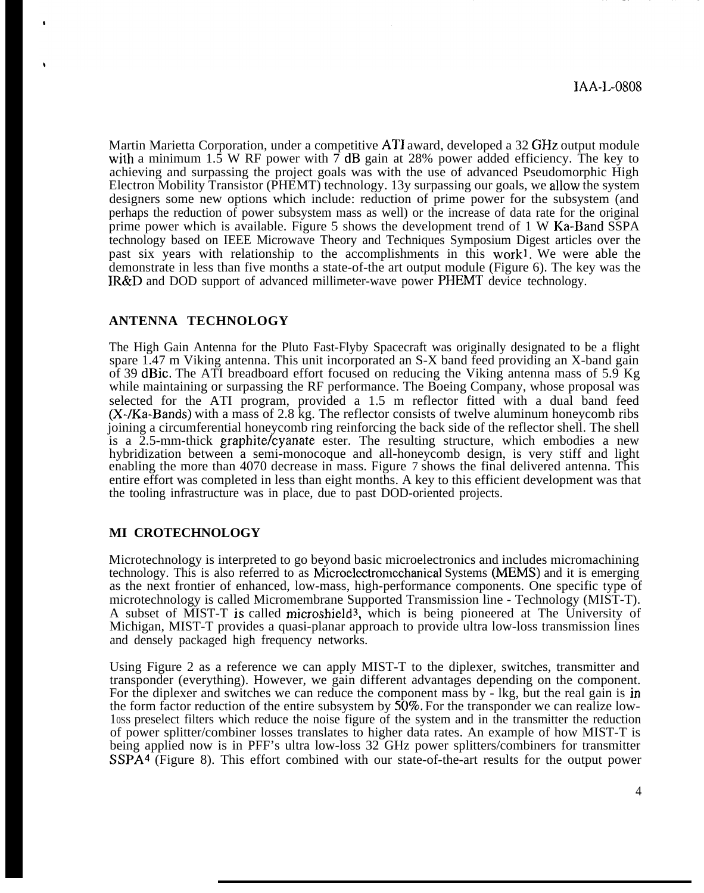Martin Marietta Corporation, under a competitive ATI award, developed a 32 GHz output module with a minimum 1.5 W RF power with 7 dB gain at 28% power added efficiency. The key to achieving and surpassing the project goals was with the use of advanced Pseudomorphic High Electron Mobility Transistor (PHEMT) technology. 13y surpassing our goals, we allow the system designers some new options which include: reduction of prime power for the subsystem (and perhaps the reduction of power subsystem mass as well) or the increase of data rate for the original prime power which is available. Figure 5 shows the development trend of 1 W Ka-Band SSPA technology based on IEEE Microwave Theory and Techniques Symposium Digest articles over the past six years with relationship to the accomplishments in this work[1]. We were able the demonstrate in less than five months a state-of-the art output module (Figure 6). The key was the IR&D and DOD support of advanced millimeter-wave power PHEMT device technology.

## ANTENNA TECHNOLOGY

The High Gain Antenna for the Pluto Fast-Flyby Spacecraft was originally designated to be a flight spare 1.47 m Viking antenna. This unit incorporated an S-X band feed providing an X-band gain of 39 dBic. The ATI breadboard effort focused on reducing the Viking antenna mass of 5.9 Kg while maintaining or surpassing the RF performance. The Boeing Company, whose proposal was selected for the ATI program, provided a 1.5 m reflector fitted with a dual band feed (X-/Ka-Bands) with a mass of 2.8 kg. The reflector consists of twelve aluminum honeycomb ribs joining a circumferential honeycomb ring reinforcing the back side of the reflector shell. The shell is a 2.5-mm-thick graphite/cyanate ester. The resulting structure, which embodies a new hybridization between a semi-monocoque and all-honeycomb design, is very stiff and light enabling the more than 4070 decrease in mass. Figure 7 shows the final delivered antenna. This entire effort was completed in less than eight months. A key to this efficient development was that the tooling infrastructure was in place, due to past DOD-oriented projects.

## MI CROTECHNOLOGY

Microtechnology is interpreted to go beyond basic microelectronics and includes micromachining technology. This is also referred to as Microelectromechanical Systems (MEMS) and it is emerging as the next frontier of enhanced, low-mass, high-performance components. One specific type of microtechnology is called Micromembrane Supported Transmission line - Technology (MIST-T). A subset of MIST-T is called microshield[3], which is being pioneered at The University of Michigan, MIST-T provides a quasi-planar approach to provide ultra low-loss transmission lines and densely packaged high frequency networks.

Using Figure 2 as a reference we can apply MIST-T to the diplexer, switches, transmitter and transponder (everything). However, we gain different advantages depending on the component. For the diplexer and switches we can reduce the component mass by - lkg, but the real gain is in the form factor reduction of the entire subsystem by 50%. For the transponder we can realize low-loss preselect filters which reduce the noise figure of the system and in the transmitter the reduction of power splitter/combiner losses translates to higher data rates. An example of how MIST-T is being applied now is in PFF's ultra low-loss 32 GHz power splitters/combiners for transmitter SSPA[4] (Figure 8). This effort combined with our state-of-the-art results for the output power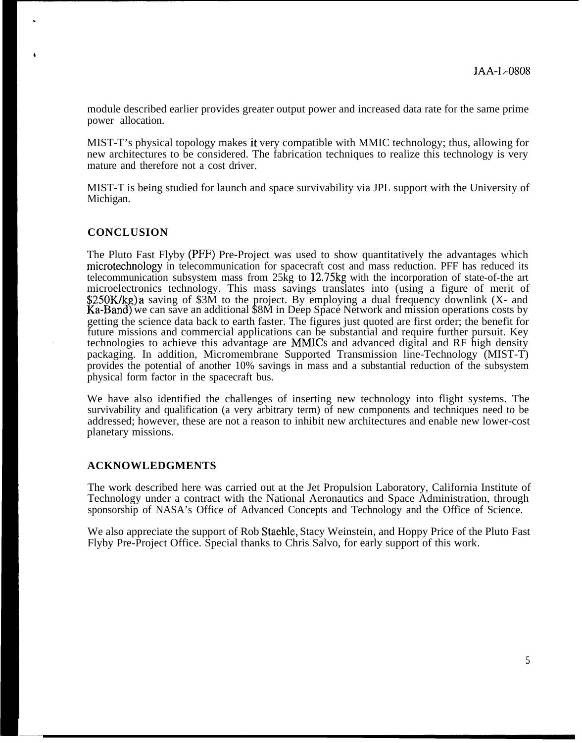module described earlier provides greater output power and increased data rate for the same prime power allocation.

MIST-T's physical topology makes it very compatible with MMIC technology; thus, allowing for new architectures to be considered. The fabrication techniques to realize this technology is very mature and therefore not a cost driver.

MIST-T is being studied for launch and space survivability via JPL support with the University of Michigan.

## CONCLUSION

The Pluto Fast Flyby (PFF) Pre-Project was used to show quantitatively the advantages which microtechnology in telecommunication for spacecraft cost and mass reduction. PFF has reduced its telecommunication subsystem mass from 25kg to 12.75kg with the incorporation of state-of-the art microelectronics technology. This mass savings translates into (using a figure of merit of $250K/kg) a saving of $3M to the project. By employing a dual frequency downlink (X- and Ka-Band) we can save an additional $8M in Deep Space Network and mission operations costs by getting the science data back to earth faster. The figures just quoted are first order; the benefit for future missions and commercial applications can be substantial and require further pursuit. Key technologies to achieve this advantage are MMICs and advanced digital and RF high density packaging. In addition, Micromembrane Supported Transmission line-Technology (MIST-T) provides the potential of another 10% savings in mass and a substantial reduction of the subsystem physical form factor in the spacecraft bus.

We have also identified the challenges of inserting new technology into flight systems. The survivability and qualification (a very arbitrary term) of new components and techniques need to be addressed; however, these are not a reason to inhibit new architectures and enable new lower-cost planetary missions.

## ACKNOWLEDGMENTS

The work described here was carried out at the Jet Propulsion Laboratory, California Institute of Technology under a contract with the National Aeronautics and Space Administration, through sponsorship of NASA's Office of Advanced Concepts and Technology and the Office of Science.

We also appreciate the support of Rob Staehle, Stacy Weinstein, and Hoppy Price of the Pluto Fast Flyby Pre-Project Office. Special thanks to Chris Salvo, for early support of this work.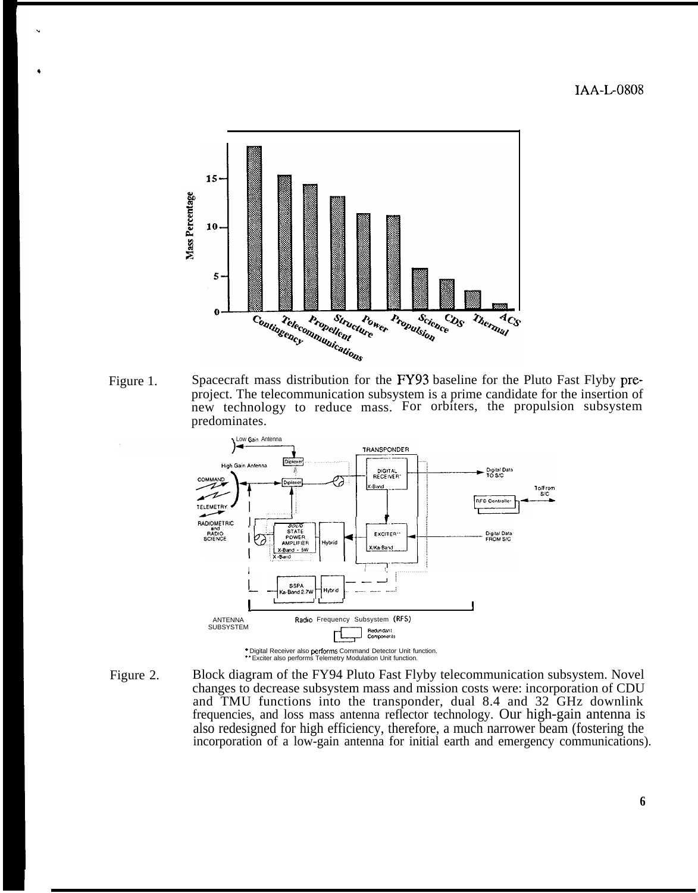Figure 1. Spacecraft mass distribution for the FY93 baseline for the Pluto Fast Flyby pre-project. The telecommunication subsystem is a prime candidate for the insertion of new technology to reduce mass. For orbiters, the propulsion subsystem predominates.

Figure 2. Block diagram of the FY94 Pluto Fast Flyby telecommunication subsystem. Novel changes to decrease subsystem mass and mission costs were: incorporation of CDU and TMU functions into the transponder, dual 8.4 and 32 GHz downlink frequencies, and loss mass antenna reflector technology. Our high-gain antenna is also redesigned for high efficiency, therefore, a much narrower beam (fostering the incorporation of a low-gain antenna for initial earth and emergency communications).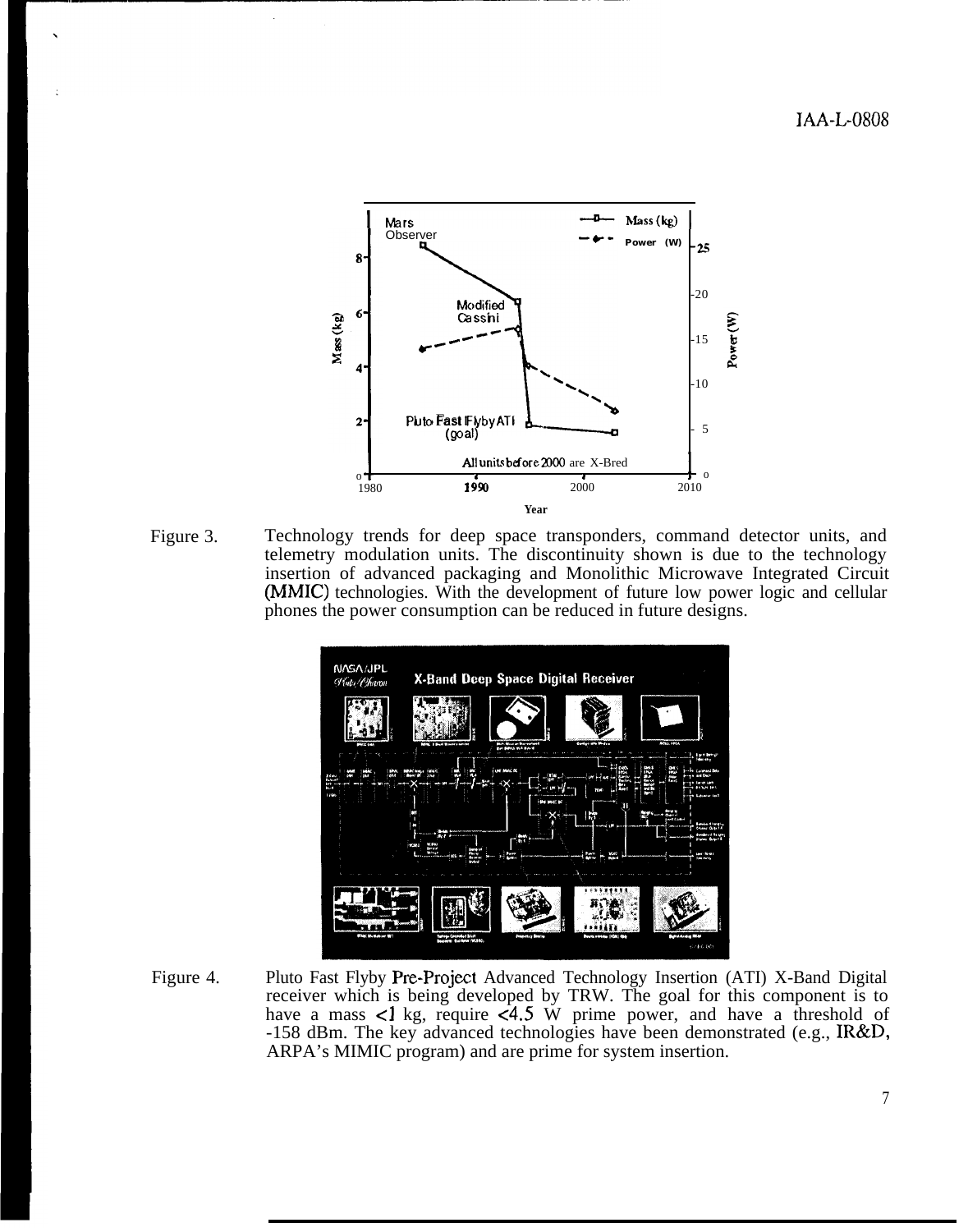Figure 3. Technology trends for deep space transponders, command detector units, and telemetry modulation units. The discontinuity shown is due to the technology insertion of advanced packaging and Monolithic Microwave Integrated Circuit (MMIC) technologies. With the development of future low power logic and cellular phones the power consumption can be reduced in future designs.

Figure 4. Pluto Fast Flyby Pre-Project Advanced Technology Insertion (ATI) X-Band Digital receiver which is being developed by TRW. The goal for this component is to have a mass <1 kg, require <4.5 W prime power, and have a threshold of -158 dBm. The key advanced technologies have been demonstrated (e.g., IR&D, ARPA's MIMIC program) and are prime for system insertion.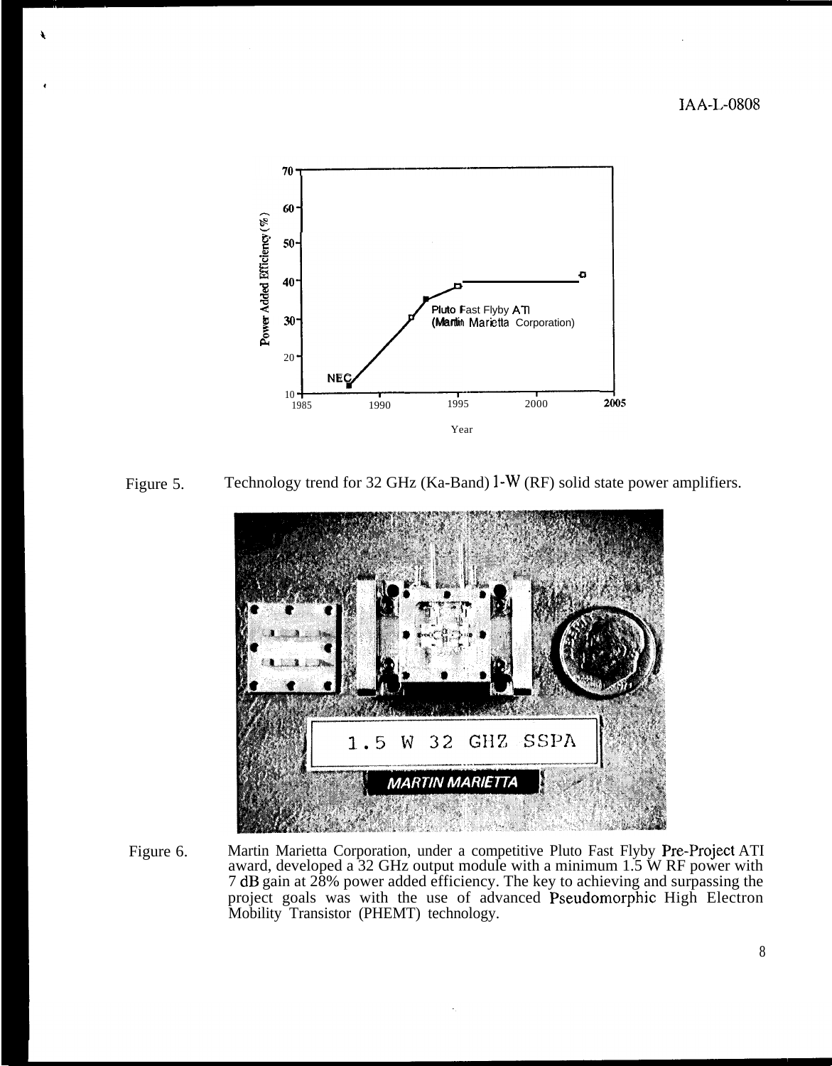Figure 5. Technology trend for 32 GHz (Ka-Band) 1-W (RF) solid state power amplifiers.

Figure 6. Martin Marietta Corporation, under a competitive Pluto Fast Flyby Pre-Project ATI award, developed a 32 GHz output module with a minimum 1.5 W RF power with 7 dB gain at 28% power added efficiency. The key to achieving and surpassing the project goals was with the use of advanced Pseudomorphic High Electron Mobility Transistor (PHEMT) technology.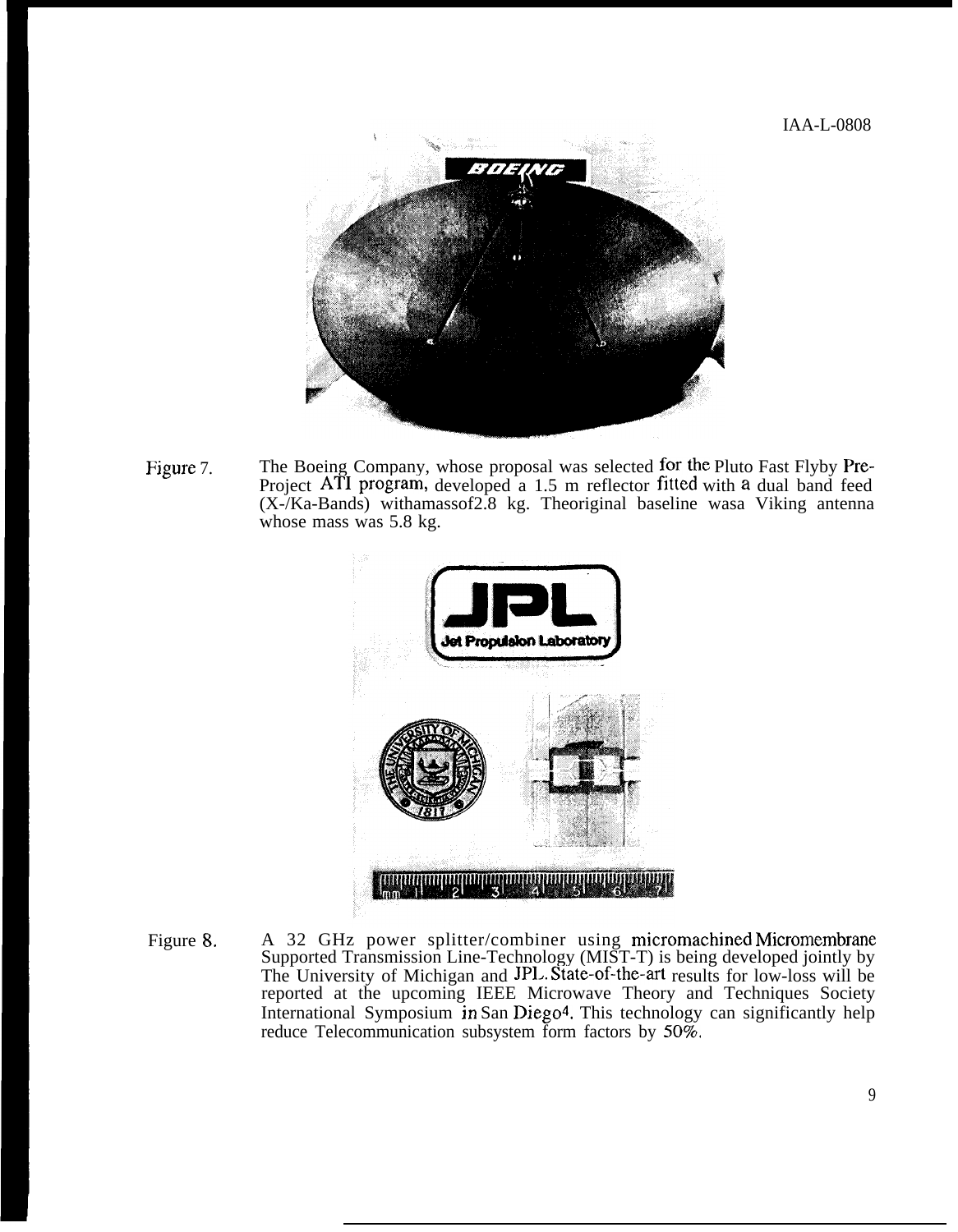Figure 7. The Boeing Company, whose proposal was selected for the Pluto Fast Flyby Pre-Project ATI program, developed a 1.5 m reflector fitted with a dual band feed (X-/Ka-Bands) withamassof2.8 kg. Theoriginal baseline wasa Viking antenna whose mass was 5.8 kg.

Figure 8. A 32 GHz power splitter/combiner using micromachined Micromembrane Supported Transmission Line-Technology (MIST-T) is being developed jointly by The University of Michigan and JPL. State-of-the-art results for low-loss will be reported at the upcoming IEEE Microwave Theory and Techniques Society International Symposium in San Diego[4]. This technology can significantly help reduce Telecommunication subsystem form factors by 50%.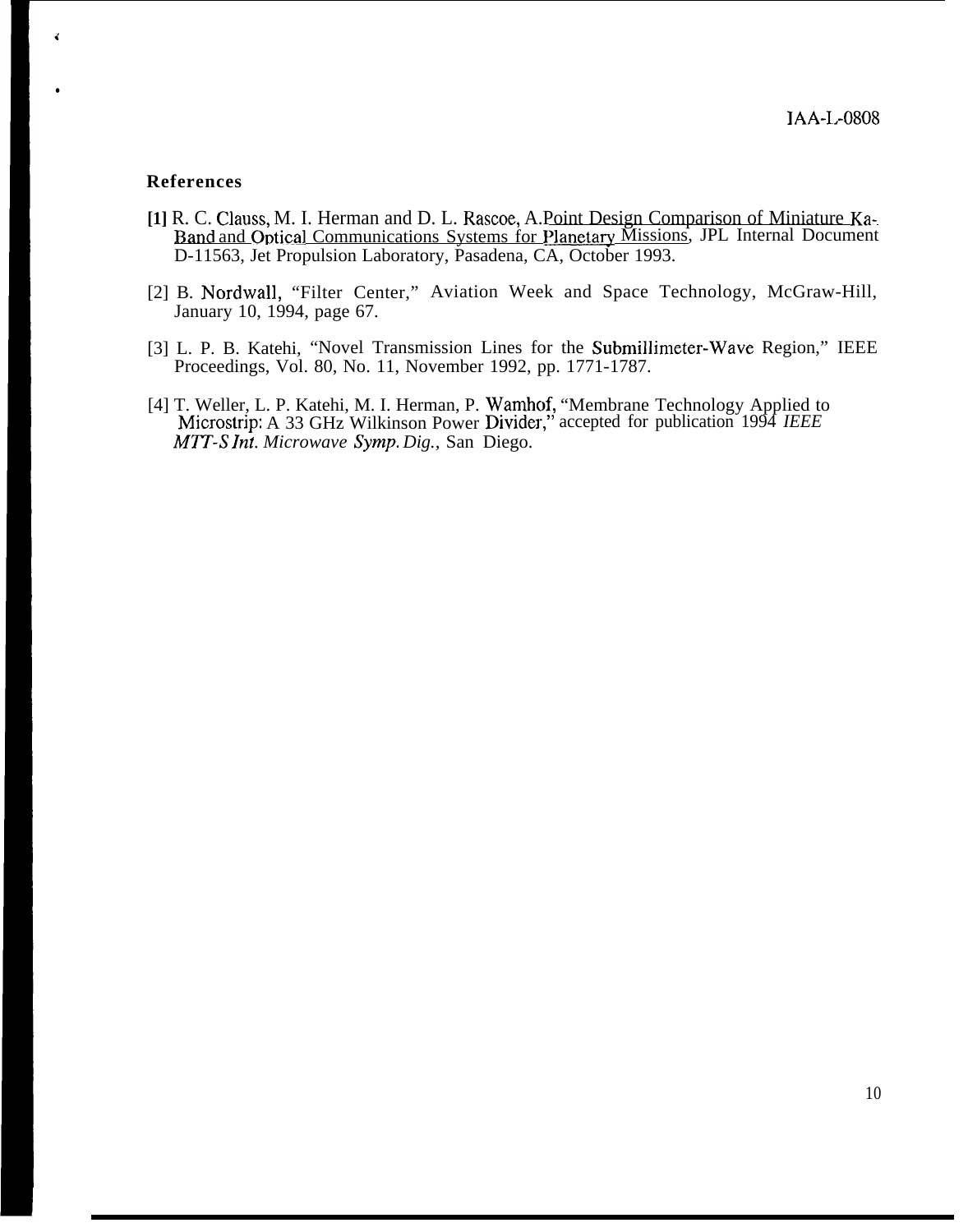### References

[1] R. C. Clauss, M. I. Herman and D. L. Rascoe, A Point Design Comparison of Miniature Ka-Band and Optical Communications Systems for Planetary Missions, JPL Internal Document D-11563, Jet Propulsion Laboratory, Pasadena, CA, October 1993.

[2] B. Nordwall, "Filter Center," Aviation Week and Space Technology, McGraw-Hill, January 10, 1994, page 67.

[3] L. P. B. Katehi, "Novel Transmission Lines for the Submillimeter-Wave Region," IEEE Proceedings, Vol. 80, No. 11, November 1992, pp. 1771-1787.

[4] T. Weller, L. P. Katehi, M. I. Herman, P. Wamhof, "Membrane Technology Applied to Microstrip: A 33 GHz Wilkinson Power Divider," accepted for publication 1994 *IEEE MTT-S Int. Microwave Symp. Dig.*, San Diego.